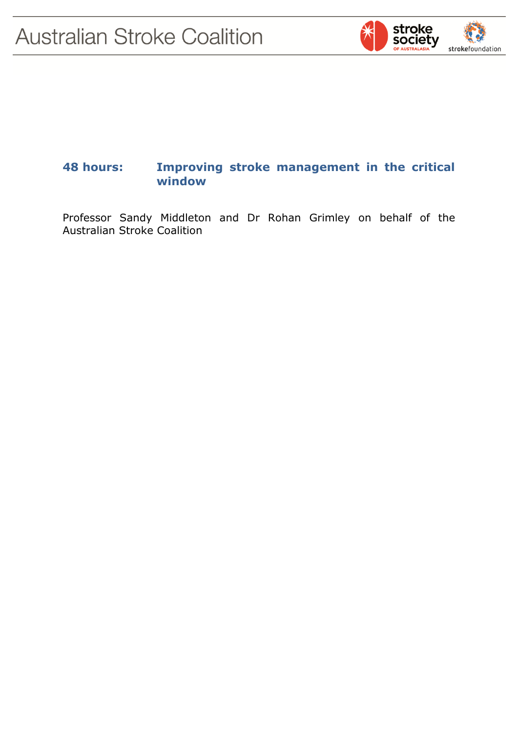Australian Stroke Coalition

# 48 hours: Improving stroke management in the critical window

Professor Sandy Middleton and Dr Rohan Grimley on behalf of the Australian Stroke Coalition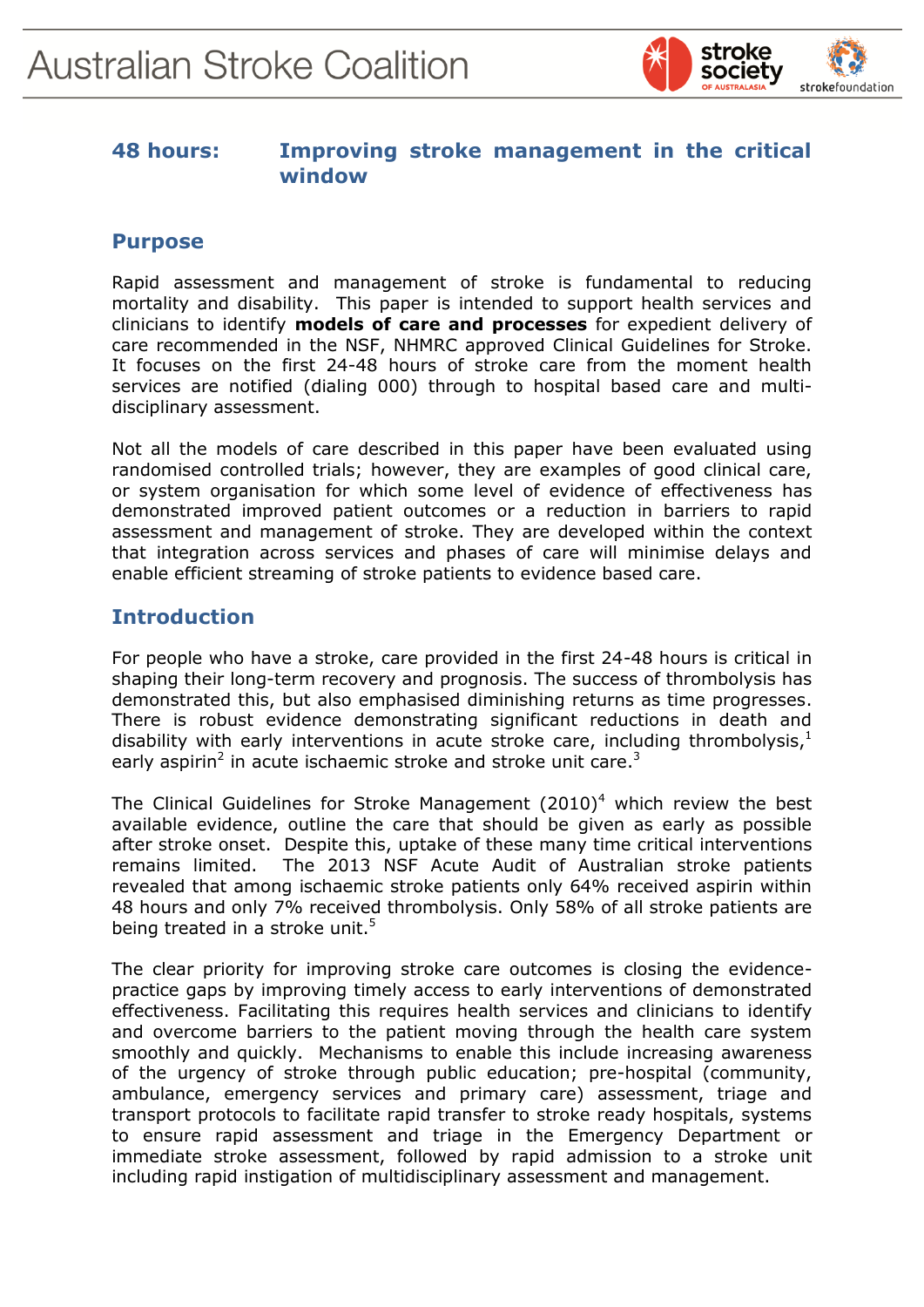Australian Stroke Coalition

## 48 hours: Improving stroke management in the critical window

## Purpose

Rapid assessment and management of stroke is fundamental to reducing mortality and disability. This paper is intended to support health services and clinicians to identify **models of care and processes** for expedient delivery of care recommended in the NSF, NHMRC approved Clinical Guidelines for Stroke. It focuses on the first 24-48 hours of stroke care from the moment health services are notified (dialing 000) through to hospital based care and multi-disciplinary assessment.

Not all the models of care described in this paper have been evaluated using randomised controlled trials; however, they are examples of good clinical care, or system organisation for which some level of evidence of effectiveness has demonstrated improved patient outcomes or a reduction in barriers to rapid assessment and management of stroke. They are developed within the context that integration across services and phases of care will minimise delays and enable efficient streaming of stroke patients to evidence based care.

## Introduction

For people who have a stroke, care provided in the first 24-48 hours is critical in shaping their long-term recovery and prognosis. The success of thrombolysis has demonstrated this, but also emphasised diminishing returns as time progresses. There is robust evidence demonstrating significant reductions in death and disability with early interventions in acute stroke care, including thrombolysis,[1] early aspirin[2] in acute ischaemic stroke and stroke unit care.[3]

The Clinical Guidelines for Stroke Management (2010)[4] which review the best available evidence, outline the care that should be given as early as possible after stroke onset. Despite this, uptake of these many time critical interventions remains limited. The 2013 NSF Acute Audit of Australian stroke patients revealed that among ischaemic stroke patients only 64% received aspirin within 48 hours and only 7% received thrombolysis. Only 58% of all stroke patients are being treated in a stroke unit.[5]

The clear priority for improving stroke care outcomes is closing the evidence-practice gaps by improving timely access to early interventions of demonstrated effectiveness. Facilitating this requires health services and clinicians to identify and overcome barriers to the patient moving through the health care system smoothly and quickly. Mechanisms to enable this include increasing awareness of the urgency of stroke through public education; pre-hospital (community, ambulance, emergency services and primary care) assessment, triage and transport protocols to facilitate rapid transfer to stroke ready hospitals, systems to ensure rapid assessment and triage in the Emergency Department or immediate stroke assessment, followed by rapid admission to a stroke unit including rapid instigation of multidisciplinary assessment and management.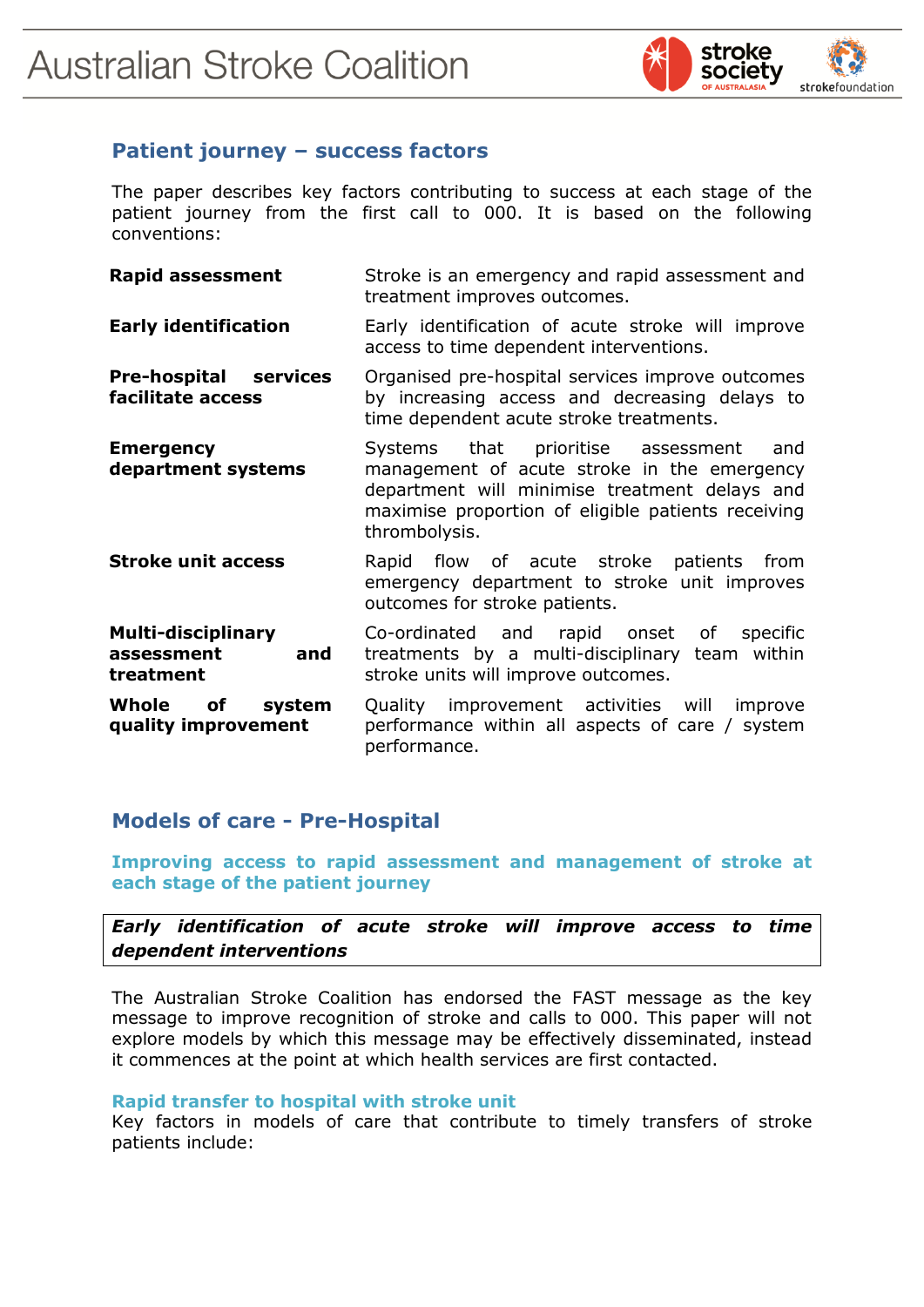## Patient journey – success factors

The paper describes key factors contributing to success at each stage of the patient journey from the first call to 000. It is based on the following conventions:

| | |
|---|---|
| **Rapid assessment** | Stroke is an emergency and rapid assessment and treatment improves outcomes. |
| **Early identification** | Early identification of acute stroke will improve access to time dependent interventions. |
| **Pre-hospital services facilitate access** | Organised pre-hospital services improve outcomes by increasing access and decreasing delays to time dependent acute stroke treatments. |
| **Emergency department systems** | Systems that prioritise assessment and management of acute stroke in the emergency department will minimise treatment delays and maximise proportion of eligible patients receiving thrombolysis. |
| **Stroke unit access** | Rapid flow of acute stroke patients from emergency department to stroke unit improves outcomes for stroke patients. |
| **Multi-disciplinary assessment and treatment** | Co-ordinated and rapid onset of specific treatments by a multi-disciplinary team within stroke units will improve outcomes. |
| **Whole of system quality improvement** | Quality improvement activities will improve performance within all aspects of care / system performance. |

## Models of care - Pre-Hospital

### Improving access to rapid assessment and management of stroke at each stage of the patient journey

***Early identification of acute stroke will improve access to time dependent interventions***

The Australian Stroke Coalition has endorsed the FAST message as the key message to improve recognition of stroke and calls to 000. This paper will not explore models by which this message may be effectively disseminated, instead it commences at the point at which health services are first contacted.

### Rapid transfer to hospital with stroke unit

Key factors in models of care that contribute to timely transfers of stroke patients include: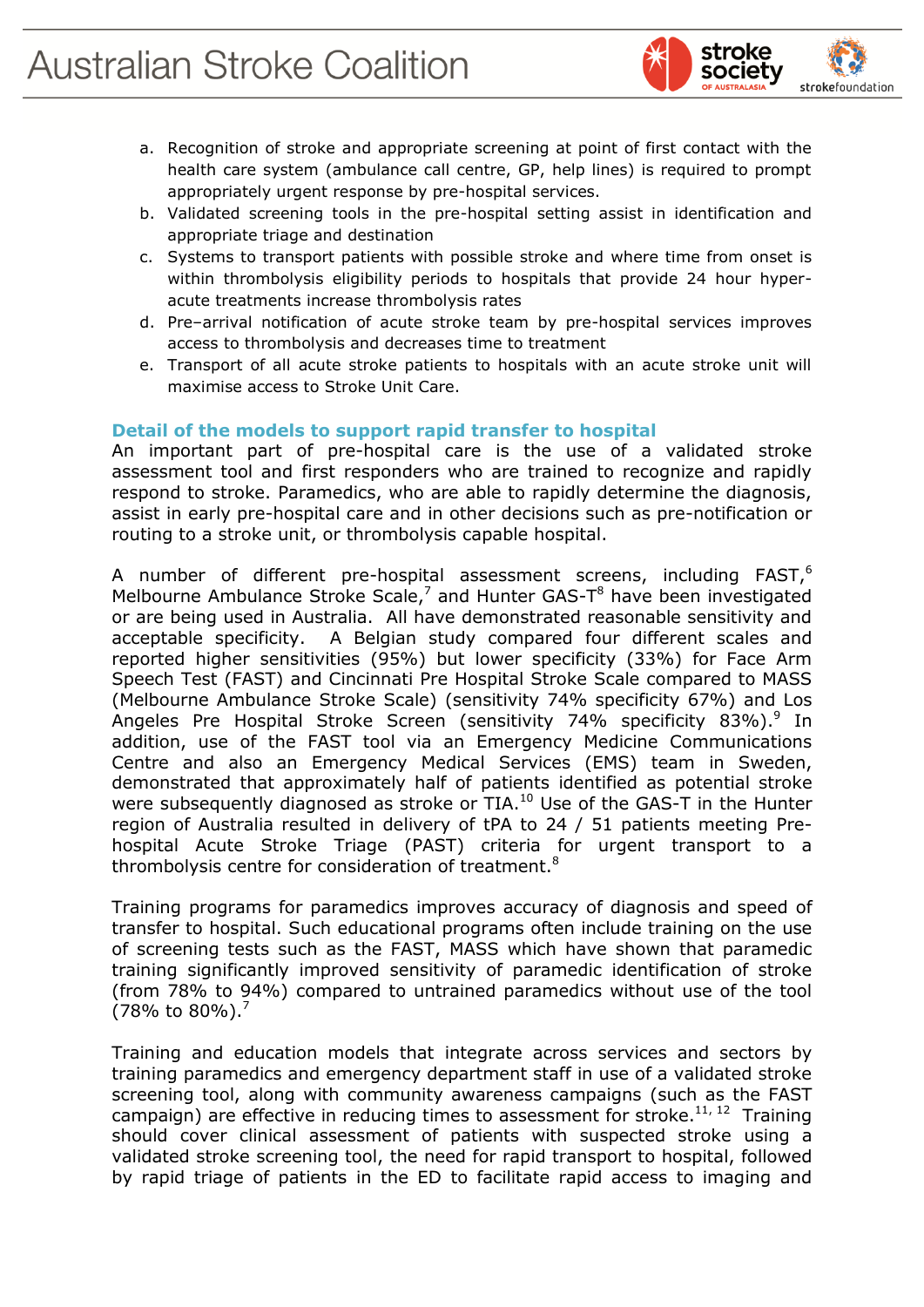a. Recognition of stroke and appropriate screening at point of first contact with the health care system (ambulance call centre, GP, help lines) is required to prompt appropriately urgent response by pre-hospital services.
b. Validated screening tools in the pre-hospital setting assist in identification and appropriate triage and destination
c. Systems to transport patients with possible stroke and where time from onset is within thrombolysis eligibility periods to hospitals that provide 24 hour hyper-acute treatments increase thrombolysis rates
d. Pre–arrival notification of acute stroke team by pre-hospital services improves access to thrombolysis and decreases time to treatment
e. Transport of all acute stroke patients to hospitals with an acute stroke unit will maximise access to Stroke Unit Care.

## Detail of the models to support rapid transfer to hospital

An important part of pre-hospital care is the use of a validated stroke assessment tool and first responders who are trained to recognize and rapidly respond to stroke. Paramedics, who are able to rapidly determine the diagnosis, assist in early pre-hospital care and in other decisions such as pre-notification or routing to a stroke unit, or thrombolysis capable hospital.

A number of different pre-hospital assessment screens, including FAST,[6] Melbourne Ambulance Stroke Scale,[7] and Hunter GAS-T[8] have been investigated or are being used in Australia. All have demonstrated reasonable sensitivity and acceptable specificity. A Belgian study compared four different scales and reported higher sensitivities (95%) but lower specificity (33%) for Face Arm Speech Test (FAST) and Cincinnati Pre Hospital Stroke Scale compared to MASS (Melbourne Ambulance Stroke Scale) (sensitivity 74% specificity 67%) and Los Angeles Pre Hospital Stroke Screen (sensitivity 74% specificity 83%).[9] In addition, use of the FAST tool via an Emergency Medicine Communications Centre and also an Emergency Medical Services (EMS) team in Sweden, demonstrated that approximately half of patients identified as potential stroke were subsequently diagnosed as stroke or TIA.[10] Use of the GAS-T in the Hunter region of Australia resulted in delivery of tPA to 24 / 51 patients meeting Pre-hospital Acute Stroke Triage (PAST) criteria for urgent transport to a thrombolysis centre for consideration of treatment.[8]

Training programs for paramedics improves accuracy of diagnosis and speed of transfer to hospital. Such educational programs often include training on the use of screening tests such as the FAST, MASS which have shown that paramedic training significantly improved sensitivity of paramedic identification of stroke (from 78% to 94%) compared to untrained paramedics without use of the tool (78% to 80%).[7]

Training and education models that integrate across services and sectors by training paramedics and emergency department staff in use of a validated stroke screening tool, along with community awareness campaigns (such as the FAST campaign) are effective in reducing times to assessment for stroke.[11, 12] Training should cover clinical assessment of patients with suspected stroke using a validated stroke screening tool, the need for rapid transport to hospital, followed by rapid triage of patients in the ED to facilitate rapid access to imaging and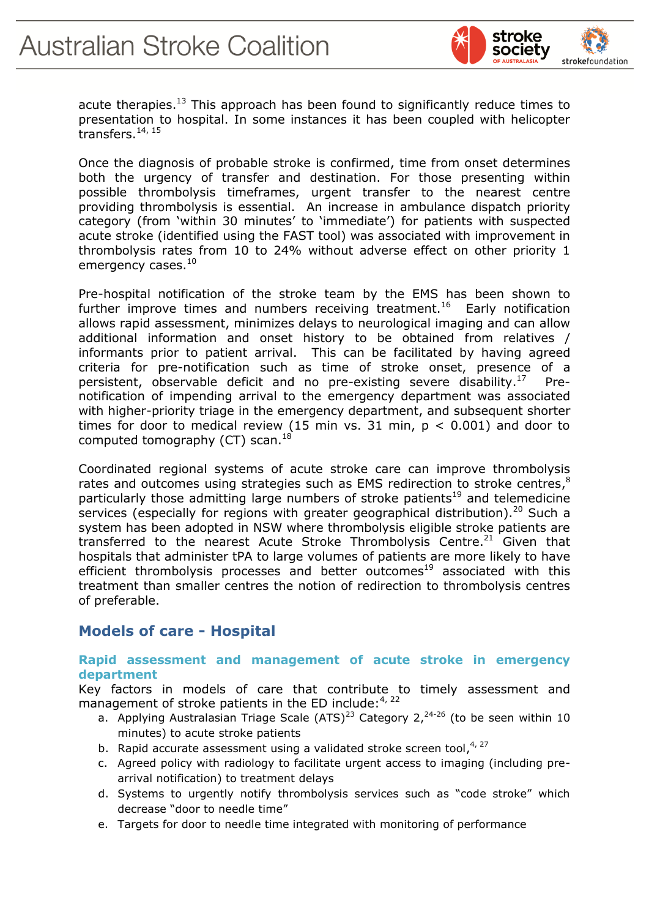acute therapies.[13] This approach has been found to significantly reduce times to presentation to hospital. In some instances it has been coupled with helicopter transfers.[14, 15]

Once the diagnosis of probable stroke is confirmed, time from onset determines both the urgency of transfer and destination. For those presenting within possible thrombolysis timeframes, urgent transfer to the nearest centre providing thrombolysis is essential. An increase in ambulance dispatch priority category (from 'within 30 minutes' to 'immediate') for patients with suspected acute stroke (identified using the FAST tool) was associated with improvement in thrombolysis rates from 10 to 24% without adverse effect on other priority 1 emergency cases.[10]

Pre-hospital notification of the stroke team by the EMS has been shown to further improve times and numbers receiving treatment.[16] Early notification allows rapid assessment, minimizes delays to neurological imaging and can allow additional information and onset history to be obtained from relatives / informants prior to patient arrival. This can be facilitated by having agreed criteria for pre-notification such as time of stroke onset, presence of a persistent, observable deficit and no pre-existing severe disability.[17] Pre-notification of impending arrival to the emergency department was associated with higher-priority triage in the emergency department, and subsequent shorter times for door to medical review (15 min vs. 31 min, $p < 0.001$) and door to computed tomography (CT) scan.[18]

Coordinated regional systems of acute stroke care can improve thrombolysis rates and outcomes using strategies such as EMS redirection to stroke centres,[8] particularly those admitting large numbers of stroke patients[19] and telemedicine services (especially for regions with greater geographical distribution).[20] Such a system has been adopted in NSW where thrombolysis eligible stroke patients are transferred to the nearest Acute Stroke Thrombolysis Centre.[21] Given that hospitals that administer tPA to large volumes of patients are more likely to have efficient thrombolysis processes and better outcomes[19] associated with this treatment than smaller centres the notion of redirection to thrombolysis centres of preferable.

## Models of care - Hospital

### Rapid assessment and management of acute stroke in emergency department

Key factors in models of care that contribute to timely assessment and management of stroke patients in the ED include:[4, 22]

a. Applying Australasian Triage Scale (ATS)[23] Category 2,[24-26] (to be seen within 10 minutes) to acute stroke patients
b. Rapid accurate assessment using a validated stroke screen tool,[4, 27]
c. Agreed policy with radiology to facilitate urgent access to imaging (including pre-arrival notification) to treatment delays
d. Systems to urgently notify thrombolysis services such as "code stroke" which decrease "door to needle time"
e. Targets for door to needle time integrated with monitoring of performance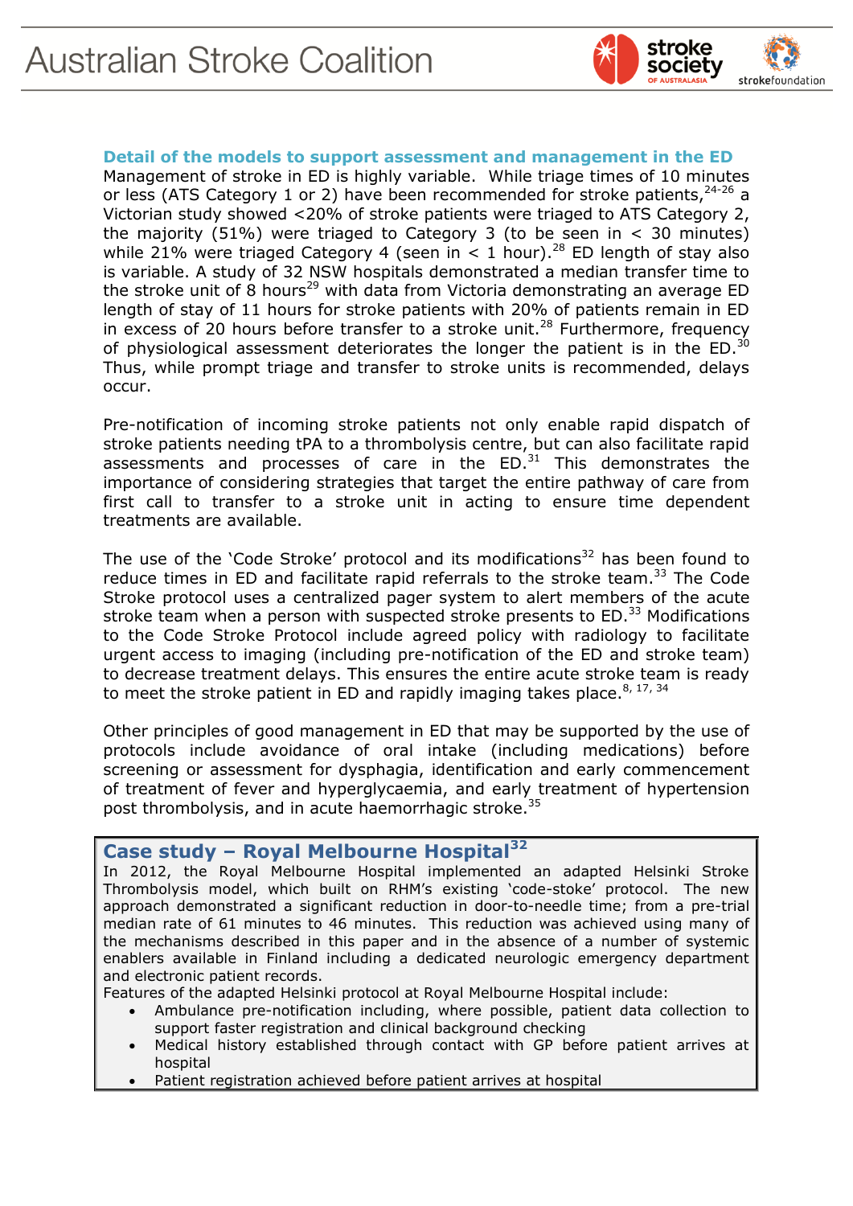## Detail of the models to support assessment and management in the ED

Management of stroke in ED is highly variable. While triage times of 10 minutes or less (ATS Category 1 or 2) have been recommended for stroke patients,[24-26] a Victorian study showed <20% of stroke patients were triaged to ATS Category 2, the majority (51%) were triaged to Category 3 (to be seen in < 30 minutes) while 21% were triaged Category 4 (seen in < 1 hour).[28] ED length of stay also is variable. A study of 32 NSW hospitals demonstrated a median transfer time to the stroke unit of 8 hours[29] with data from Victoria demonstrating an average ED length of stay of 11 hours for stroke patients with 20% of patients remain in ED in excess of 20 hours before transfer to a stroke unit.[28] Furthermore, frequency of physiological assessment deteriorates the longer the patient is in the ED.[30] Thus, while prompt triage and transfer to stroke units is recommended, delays occur.

Pre-notification of incoming stroke patients not only enable rapid dispatch of stroke patients needing tPA to a thrombolysis centre, but can also facilitate rapid assessments and processes of care in the ED.[31] This demonstrates the importance of considering strategies that target the entire pathway of care from first call to transfer to a stroke unit in acting to ensure time dependent treatments are available.

The use of the 'Code Stroke' protocol and its modifications[32] has been found to reduce times in ED and facilitate rapid referrals to the stroke team.[33] The Code Stroke protocol uses a centralized pager system to alert members of the acute stroke team when a person with suspected stroke presents to ED.[33] Modifications to the Code Stroke Protocol include agreed policy with radiology to facilitate urgent access to imaging (including pre-notification of the ED and stroke team) to decrease treatment delays. This ensures the entire acute stroke team is ready to meet the stroke patient in ED and rapidly imaging takes place.[8, 17, 34]

Other principles of good management in ED that may be supported by the use of protocols include avoidance of oral intake (including medications) before screening or assessment for dysphagia, identification and early commencement of treatment of fever and hyperglycaemia, and early treatment of hypertension post thrombolysis, and in acute haemorrhagic stroke.[35]

### Case study – Royal Melbourne Hospital[32]

In 2012, the Royal Melbourne Hospital implemented an adapted Helsinki Stroke Thrombolysis model, which built on RHM's existing 'code-stoke' protocol. The new approach demonstrated a significant reduction in door-to-needle time; from a pre-trial median rate of 61 minutes to 46 minutes. This reduction was achieved using many of the mechanisms described in this paper and in the absence of a number of systemic enablers available in Finland including a dedicated neurologic emergency department and electronic patient records.

Features of the adapted Helsinki protocol at Royal Melbourne Hospital include:

- Ambulance pre-notification including, where possible, patient data collection to support faster registration and clinical background checking
- Medical history established through contact with GP before patient arrives at hospital
- Patient registration achieved before patient arrives at hospital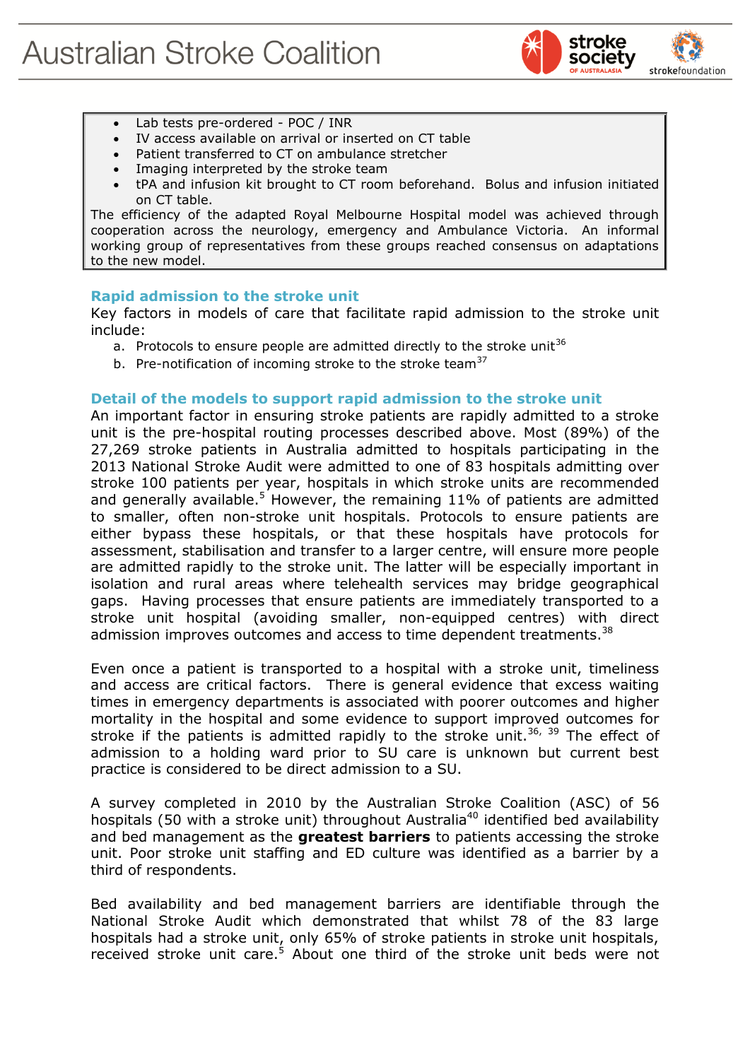- Lab tests pre-ordered - POC / INR
- IV access available on arrival or inserted on CT table
- Patient transferred to CT on ambulance stretcher
- Imaging interpreted by the stroke team
- tPA and infusion kit brought to CT room beforehand. Bolus and infusion initiated on CT table.

The efficiency of the adapted Royal Melbourne Hospital model was achieved through cooperation across the neurology, emergency and Ambulance Victoria. An informal working group of representatives from these groups reached consensus on adaptations to the new model.

### Rapid admission to the stroke unit

Key factors in models of care that facilitate rapid admission to the stroke unit include:

a. Protocols to ensure people are admitted directly to the stroke unit[36]
b. Pre-notification of incoming stroke to the stroke team[37]

### Detail of the models to support rapid admission to the stroke unit

An important factor in ensuring stroke patients are rapidly admitted to a stroke unit is the pre-hospital routing processes described above. Most (89%) of the 27,269 stroke patients in Australia admitted to hospitals participating in the 2013 National Stroke Audit were admitted to one of 83 hospitals admitting over stroke 100 patients per year, hospitals in which stroke units are recommended and generally available.[5] However, the remaining 11% of patients are admitted to smaller, often non-stroke unit hospitals. Protocols to ensure patients are either bypass these hospitals, or that these hospitals have protocols for assessment, stabilisation and transfer to a larger centre, will ensure more people are admitted rapidly to the stroke unit. The latter will be especially important in isolation and rural areas where telehealth services may bridge geographical gaps. Having processes that ensure patients are immediately transported to a stroke unit hospital (avoiding smaller, non-equipped centres) with direct admission improves outcomes and access to time dependent treatments.[38]

Even once a patient is transported to a hospital with a stroke unit, timeliness and access are critical factors. There is general evidence that excess waiting times in emergency departments is associated with poorer outcomes and higher mortality in the hospital and some evidence to support improved outcomes for stroke if the patients is admitted rapidly to the stroke unit.[36, 39] The effect of admission to a holding ward prior to SU care is unknown but current best practice is considered to be direct admission to a SU.

A survey completed in 2010 by the Australian Stroke Coalition (ASC) of 56 hospitals (50 with a stroke unit) throughout Australia[40] identified bed availability and bed management as the **greatest barriers** to patients accessing the stroke unit. Poor stroke unit staffing and ED culture was identified as a barrier by a third of respondents.

Bed availability and bed management barriers are identifiable through the National Stroke Audit which demonstrated that whilst 78 of the 83 large hospitals had a stroke unit, only 65% of stroke patients in stroke unit hospitals, received stroke unit care.[5] About one third of the stroke unit beds were not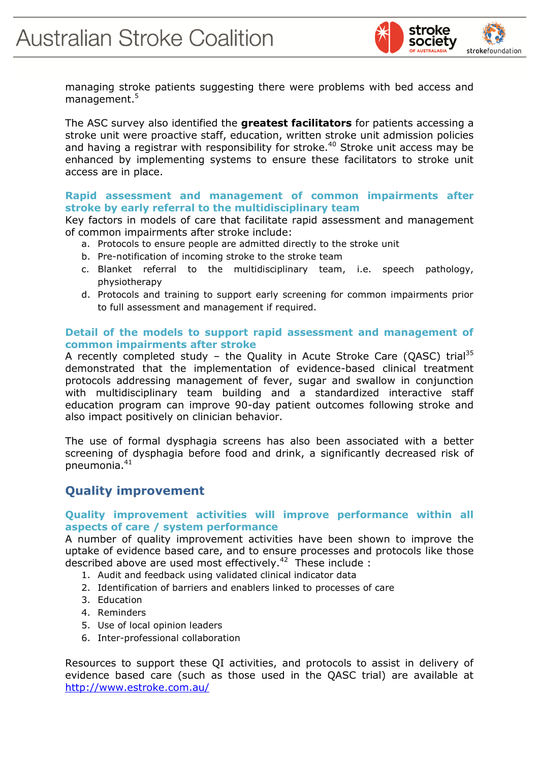managing stroke patients suggesting there were problems with bed access and management.[5]

The ASC survey also identified the **greatest facilitators** for patients accessing a stroke unit were proactive staff, education, written stroke unit admission policies and having a registrar with responsibility for stroke.[40] Stroke unit access may be enhanced by implementing systems to ensure these facilitators to stroke unit access are in place.

### Rapid assessment and management of common impairments after stroke by early referral to the multidisciplinary team

Key factors in models of care that facilitate rapid assessment and management of common impairments after stroke include:

a. Protocols to ensure people are admitted directly to the stroke unit
b. Pre-notification of incoming stroke to the stroke team
c. Blanket referral to the multidisciplinary team, i.e. speech pathology, physiotherapy
d. Protocols and training to support early screening for common impairments prior to full assessment and management if required.

### Detail of the models to support rapid assessment and management of common impairments after stroke

A recently completed study – the Quality in Acute Stroke Care (QASC) trial[35] demonstrated that the implementation of evidence-based clinical treatment protocols addressing management of fever, sugar and swallow in conjunction with multidisciplinary team building and a standardized interactive staff education program can improve 90-day patient outcomes following stroke and also impact positively on clinician behavior.

The use of formal dysphagia screens has also been associated with a better screening of dysphagia before food and drink, a significantly decreased risk of pneumonia.[41]

## Quality improvement

### Quality improvement activities will improve performance within all aspects of care / system performance

A number of quality improvement activities have been shown to improve the uptake of evidence based care, and to ensure processes and protocols like those described above are used most effectively.[42] These include :

1. Audit and feedback using validated clinical indicator data
2. Identification of barriers and enablers linked to processes of care
3. Education
4. Reminders
5. Use of local opinion leaders
6. Inter-professional collaboration

Resources to support these QI activities, and protocols to assist in delivery of evidence based care (such as those used in the QASC trial) are available at http://www.estroke.com.au/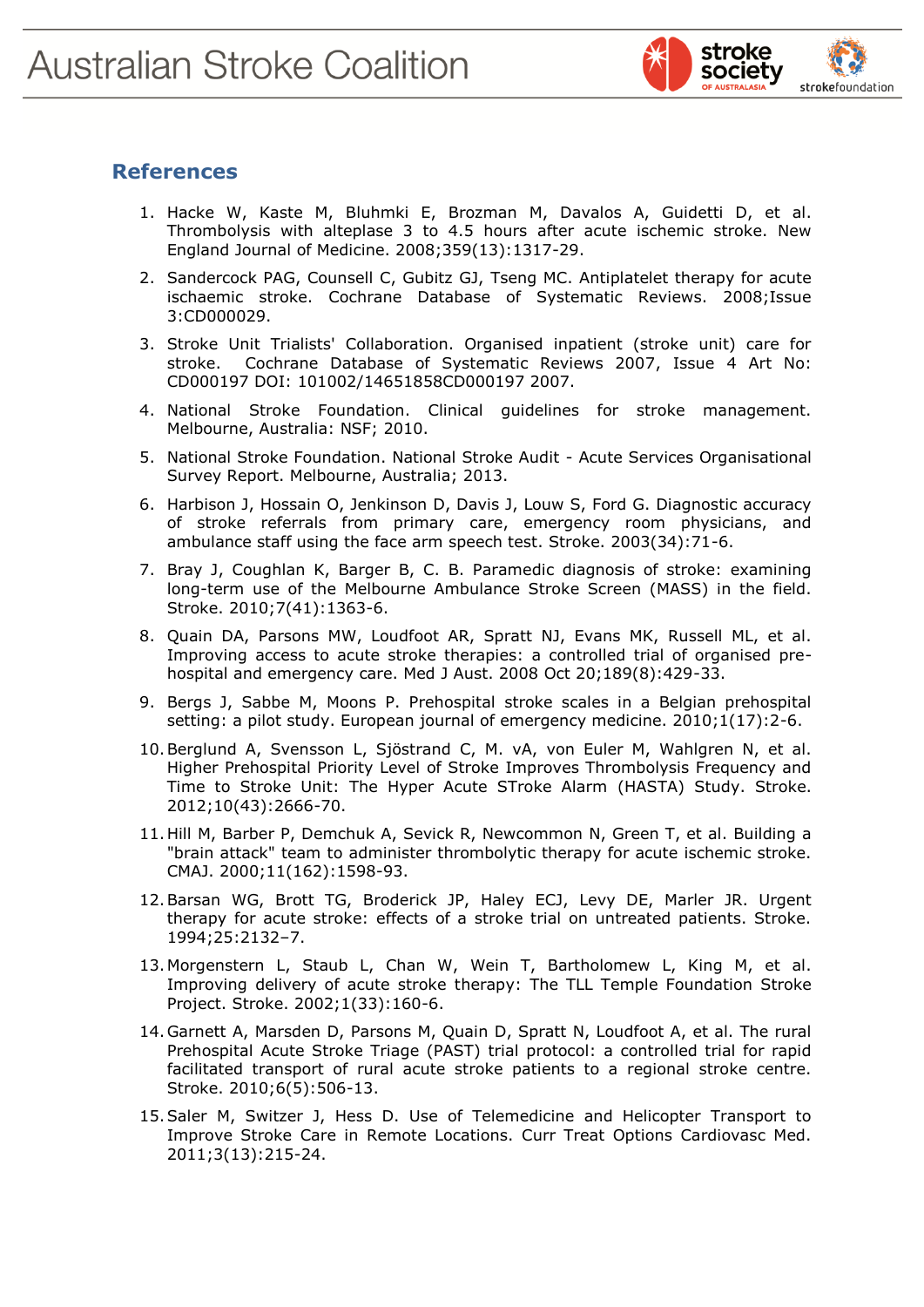## References

1. Hacke W, Kaste M, Bluhmki E, Brozman M, Davalos A, Guidetti D, et al. Thrombolysis with alteplase 3 to 4.5 hours after acute ischemic stroke. New England Journal of Medicine. 2008;359(13):1317-29.
2. Sandercock PAG, Counsell C, Gubitz GJ, Tseng MC. Antiplatelet therapy for acute ischaemic stroke. Cochrane Database of Systematic Reviews. 2008;Issue 3:CD000029.
3. Stroke Unit Trialists' Collaboration. Organised inpatient (stroke unit) care for stroke. Cochrane Database of Systematic Reviews 2007, Issue 4 Art No: CD000197 DOI: 101002/14651858CD000197 2007.
4. National Stroke Foundation. Clinical guidelines for stroke management. Melbourne, Australia: NSF; 2010.
5. National Stroke Foundation. National Stroke Audit - Acute Services Organisational Survey Report. Melbourne, Australia; 2013.
6. Harbison J, Hossain O, Jenkinson D, Davis J, Louw S, Ford G. Diagnostic accuracy of stroke referrals from primary care, emergency room physicians, and ambulance staff using the face arm speech test. Stroke. 2003(34):71-6.
7. Bray J, Coughlan K, Barger B, C. B. Paramedic diagnosis of stroke: examining long-term use of the Melbourne Ambulance Stroke Screen (MASS) in the field. Stroke. 2010;7(41):1363-6.
8. Quain DA, Parsons MW, Loudfoot AR, Spratt NJ, Evans MK, Russell ML, et al. Improving access to acute stroke therapies: a controlled trial of organised pre-hospital and emergency care. Med J Aust. 2008 Oct 20;189(8):429-33.
9. Bergs J, Sabbe M, Moons P. Prehospital stroke scales in a Belgian prehospital setting: a pilot study. European journal of emergency medicine. 2010;1(17):2-6.
10. Berglund A, Svensson L, Sjöstrand C, M. vA, von Euler M, Wahlgren N, et al. Higher Prehospital Priority Level of Stroke Improves Thrombolysis Frequency and Time to Stroke Unit: The Hyper Acute STroke Alarm (HASTA) Study. Stroke. 2012;10(43):2666-70.
11. Hill M, Barber P, Demchuk A, Sevick R, Newcommon N, Green T, et al. Building a "brain attack" team to administer thrombolytic therapy for acute ischemic stroke. CMAJ. 2000;11(162):1598-93.
12. Barsan WG, Brott TG, Broderick JP, Haley ECJ, Levy DE, Marler JR. Urgent therapy for acute stroke: effects of a stroke trial on untreated patients. Stroke. 1994;25:2132–7.
13. Morgenstern L, Staub L, Chan W, Wein T, Bartholomew L, King M, et al. Improving delivery of acute stroke therapy: The TLL Temple Foundation Stroke Project. Stroke. 2002;1(33):160-6.
14. Garnett A, Marsden D, Parsons M, Quain D, Spratt N, Loudfoot A, et al. The rural Prehospital Acute Stroke Triage (PAST) trial protocol: a controlled trial for rapid facilitated transport of rural acute stroke patients to a regional stroke centre. Stroke. 2010;6(5):506-13.
15. Saler M, Switzer J, Hess D. Use of Telemedicine and Helicopter Transport to Improve Stroke Care in Remote Locations. Curr Treat Options Cardiovasc Med. 2011;3(13):215-24.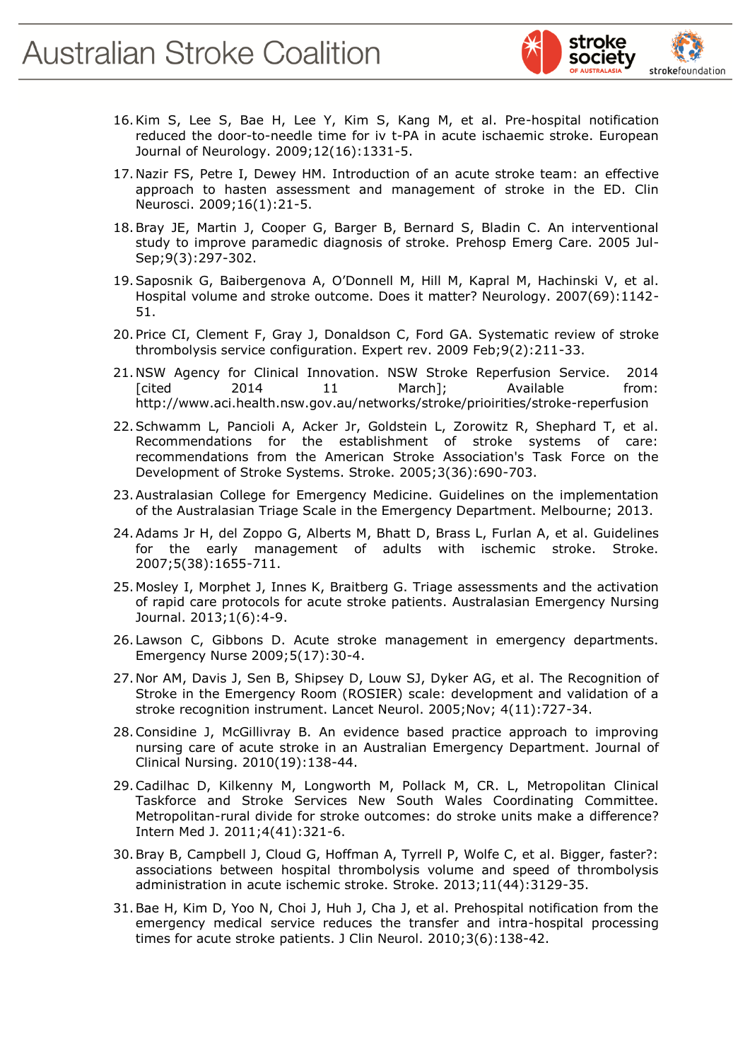16. Kim S, Lee S, Bae H, Lee Y, Kim S, Kang M, et al. Pre-hospital notification reduced the door-to-needle time for iv t-PA in acute ischaemic stroke. European Journal of Neurology. 2009;12(16):1331-5.
17. Nazir FS, Petre I, Dewey HM. Introduction of an acute stroke team: an effective approach to hasten assessment and management of stroke in the ED. Clin Neurosci. 2009;16(1):21-5.
18. Bray JE, Martin J, Cooper G, Barger B, Bernard S, Bladin C. An interventional study to improve paramedic diagnosis of stroke. Prehosp Emerg Care. 2005 Jul-Sep;9(3):297-302.
19. Saposnik G, Baibergenova A, O'Donnell M, Hill M, Kapral M, Hachinski V, et al. Hospital volume and stroke outcome. Does it matter? Neurology. 2007(69):1142-51.
20. Price CI, Clement F, Gray J, Donaldson C, Ford GA. Systematic review of stroke thrombolysis service configuration. Expert rev. 2009 Feb;9(2):211-33.
21. NSW Agency for Clinical Innovation. NSW Stroke Reperfusion Service. 2014 [cited 2014 11 March]; Available from: http://www.aci.health.nsw.gov.au/networks/stroke/prioirities/stroke-reperfusion
22. Schwamm L, Pancioli A, Acker Jr, Goldstein L, Zorowitz R, Shephard T, et al. Recommendations for the establishment of stroke systems of care: recommendations from the American Stroke Association's Task Force on the Development of Stroke Systems. Stroke. 2005;3(36):690-703.
23. Australasian College for Emergency Medicine. Guidelines on the implementation of the Australasian Triage Scale in the Emergency Department. Melbourne; 2013.
24. Adams Jr H, del Zoppo G, Alberts M, Bhatt D, Brass L, Furlan A, et al. Guidelines for the early management of adults with ischemic stroke. Stroke. 2007;5(38):1655-711.
25. Mosley I, Morphet J, Innes K, Braitberg G. Triage assessments and the activation of rapid care protocols for acute stroke patients. Australasian Emergency Nursing Journal. 2013;1(6):4-9.
26. Lawson C, Gibbons D. Acute stroke management in emergency departments. Emergency Nurse 2009;5(17):30-4.
27. Nor AM, Davis J, Sen B, Shipsey D, Louw SJ, Dyker AG, et al. The Recognition of Stroke in the Emergency Room (ROSIER) scale: development and validation of a stroke recognition instrument. Lancet Neurol. 2005;Nov; 4(11):727-34.
28. Considine J, McGillivray B. An evidence based practice approach to improving nursing care of acute stroke in an Australian Emergency Department. Journal of Clinical Nursing. 2010(19):138-44.
29. Cadilhac D, Kilkenny M, Longworth M, Pollack M, CR. L, Metropolitan Clinical Taskforce and Stroke Services New South Wales Coordinating Committee. Metropolitan-rural divide for stroke outcomes: do stroke units make a difference? Intern Med J. 2011;4(41):321-6.
30. Bray B, Campbell J, Cloud G, Hoffman A, Tyrrell P, Wolfe C, et al. Bigger, faster?: associations between hospital thrombolysis volume and speed of thrombolysis administration in acute ischemic stroke. Stroke. 2013;11(44):3129-35.
31. Bae H, Kim D, Yoo N, Choi J, Huh J, Cha J, et al. Prehospital notification from the emergency medical service reduces the transfer and intra-hospital processing times for acute stroke patients. J Clin Neurol. 2010;3(6):138-42.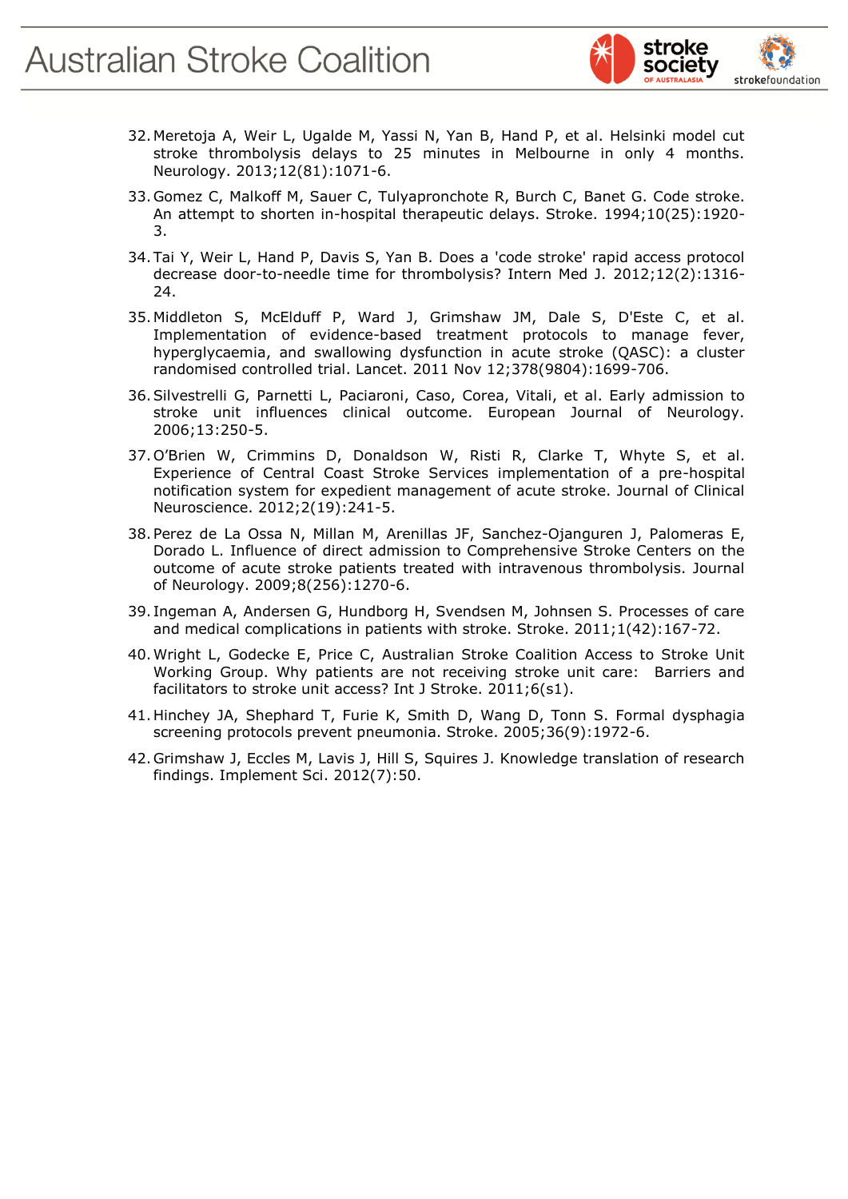32. Meretoja A, Weir L, Ugalde M, Yassi N, Yan B, Hand P, et al. Helsinki model cut stroke thrombolysis delays to 25 minutes in Melbourne in only 4 months. Neurology. 2013;12(81):1071-6.

33. Gomez C, Malkoff M, Sauer C, Tulyapronchote R, Burch C, Banet G. Code stroke. An attempt to shorten in-hospital therapeutic delays. Stroke. 1994;10(25):1920-3.

34. Tai Y, Weir L, Hand P, Davis S, Yan B. Does a 'code stroke' rapid access protocol decrease door-to-needle time for thrombolysis? Intern Med J. 2012;12(2):1316-24.

35. Middleton S, McElduff P, Ward J, Grimshaw JM, Dale S, D'Este C, et al. Implementation of evidence-based treatment protocols to manage fever, hyperglycaemia, and swallowing dysfunction in acute stroke (QASC): a cluster randomised controlled trial. Lancet. 2011 Nov 12;378(9804):1699-706.

36. Silvestrelli G, Parnetti L, Paciaroni, Caso, Corea, Vitali, et al. Early admission to stroke unit influences clinical outcome. European Journal of Neurology. 2006;13:250-5.

37. O'Brien W, Crimmins D, Donaldson W, Risti R, Clarke T, Whyte S, et al. Experience of Central Coast Stroke Services implementation of a pre-hospital notification system for expedient management of acute stroke. Journal of Clinical Neuroscience. 2012;2(19):241-5.

38. Perez de La Ossa N, Millan M, Arenillas JF, Sanchez-Ojanguren J, Palomeras E, Dorado L. Influence of direct admission to Comprehensive Stroke Centers on the outcome of acute stroke patients treated with intravenous thrombolysis. Journal of Neurology. 2009;8(256):1270-6.

39. Ingeman A, Andersen G, Hundborg H, Svendsen M, Johnsen S. Processes of care and medical complications in patients with stroke. Stroke. 2011;1(42):167-72.

40. Wright L, Godecke E, Price C, Australian Stroke Coalition Access to Stroke Unit Working Group. Why patients are not receiving stroke unit care: Barriers and facilitators to stroke unit access? Int J Stroke. 2011;6(s1).

41. Hinchey JA, Shephard T, Furie K, Smith D, Wang D, Tonn S. Formal dysphagia screening protocols prevent pneumonia. Stroke. 2005;36(9):1972-6.

42. Grimshaw J, Eccles M, Lavis J, Hill S, Squires J. Knowledge translation of research findings. Implement Sci. 2012(7):50.